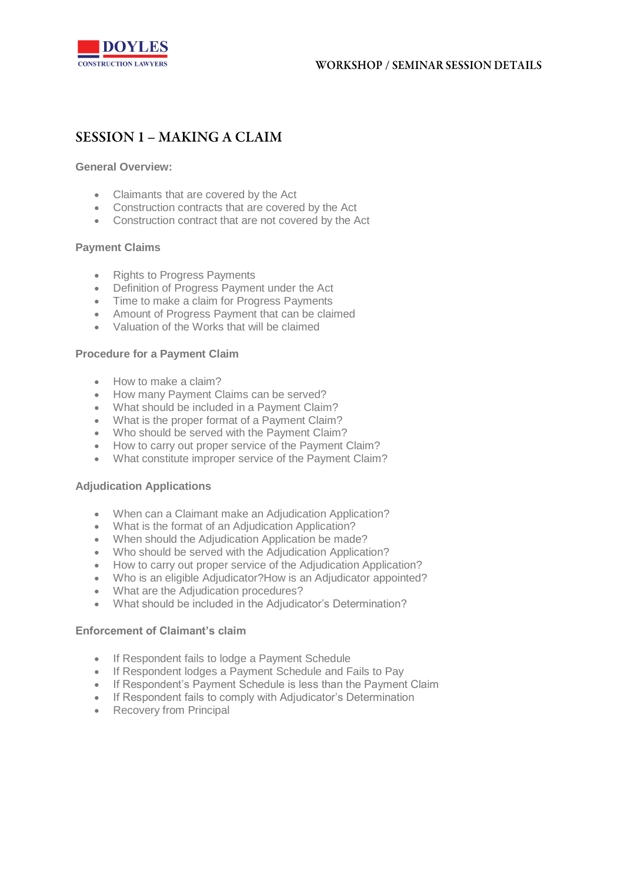# SESSION 1 – MAKING A CLAIM

**General Overview:**

- Claimants that are covered by the Act
- Construction contracts that are covered by the Act
- Construction contract that are not covered by the Act

**Payment Claims**

- Rights to Progress Payments
- Definition of Progress Payment under the Act
- Time to make a claim for Progress Payments
- Amount of Progress Payment that can be claimed
- Valuation of the Works that will be claimed

**Procedure for a Payment Claim**

- How to make a claim?
- How many Payment Claims can be served?
- What should be included in a Payment Claim?
- What is the proper format of a Payment Claim?
- Who should be served with the Payment Claim?
- How to carry out proper service of the Payment Claim?
- What constitute improper service of the Payment Claim?

**Adjudication Applications**

- When can a Claimant make an Adjudication Application?
- What is the format of an Adjudication Application?
- When should the Adjudication Application be made?
- Who should be served with the Adjudication Application?
- How to carry out proper service of the Adjudication Application?
- Who is an eligible Adjudicator?How is an Adjudicator appointed?
- What are the Adjudication procedures?
- What should be included in the Adjudicator's Determination?

**Enforcement of Claimant's claim**

- If Respondent fails to lodge a Payment Schedule
- If Respondent lodges a Payment Schedule and Fails to Pay
- If Respondent's Payment Schedule is less than the Payment Claim
- If Respondent fails to comply with Adjudicator's Determination
- Recovery from Principal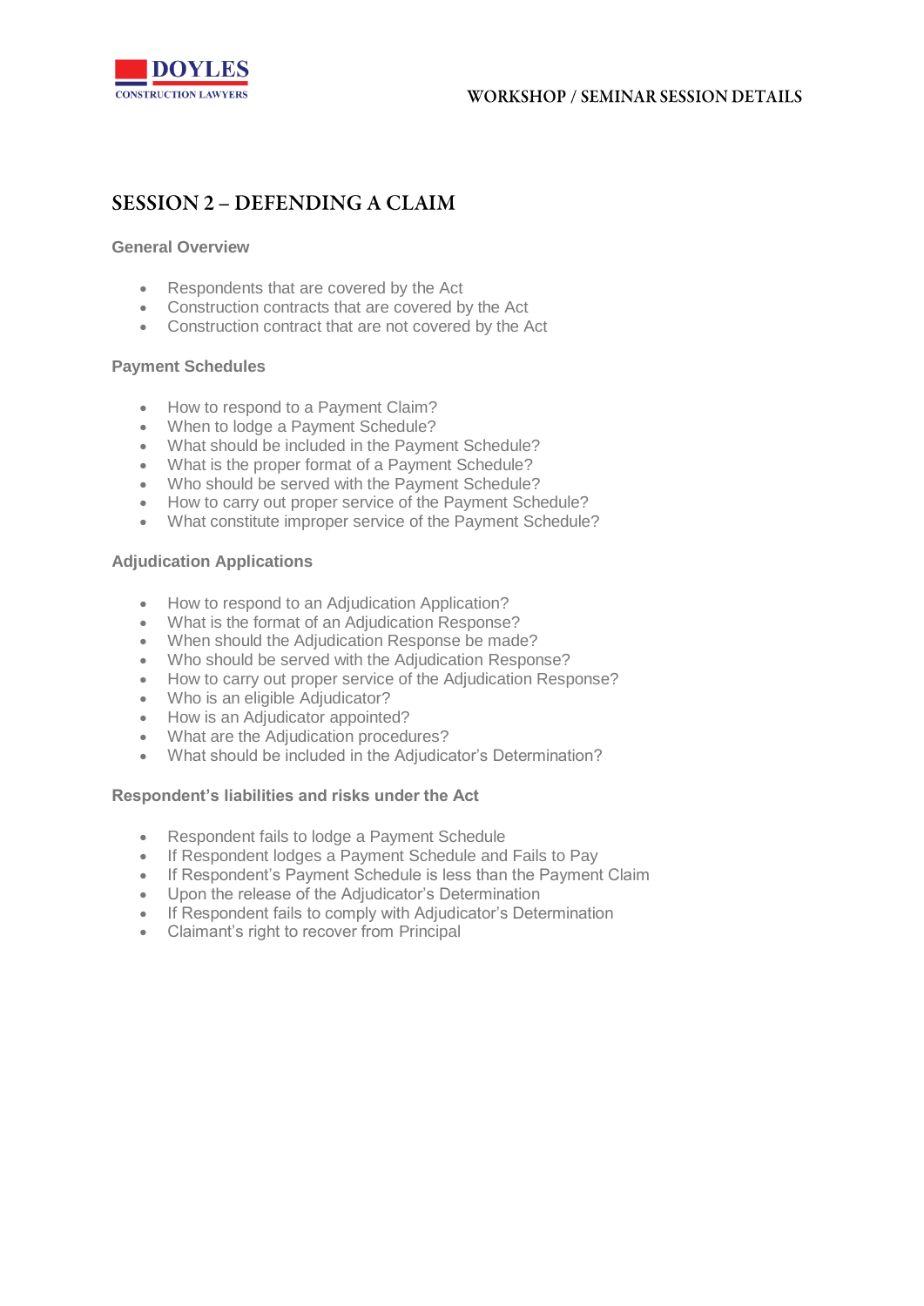# SESSION 2 – DEFENDING A CLAIM

**General Overview**

- Respondents that are covered by the Act
- Construction contracts that are covered by the Act
- Construction contract that are not covered by the Act

**Payment Schedules**

- How to respond to a Payment Claim?
- When to lodge a Payment Schedule?
- What should be included in the Payment Schedule?
- What is the proper format of a Payment Schedule?
- Who should be served with the Payment Schedule?
- How to carry out proper service of the Payment Schedule?
- What constitute improper service of the Payment Schedule?

**Adjudication Applications**

- How to respond to an Adjudication Application?
- What is the format of an Adjudication Response?
- When should the Adjudication Response be made?
- Who should be served with the Adjudication Response?
- How to carry out proper service of the Adjudication Response?
- Who is an eligible Adjudicator?
- How is an Adjudicator appointed?
- What are the Adjudication procedures?
- What should be included in the Adjudicator's Determination?

**Respondent's liabilities and risks under the Act**

- Respondent fails to lodge a Payment Schedule
- If Respondent lodges a Payment Schedule and Fails to Pay
- If Respondent's Payment Schedule is less than the Payment Claim
- Upon the release of the Adjudicator's Determination
- If Respondent fails to comply with Adjudicator's Determination
- Claimant's right to recover from Principal